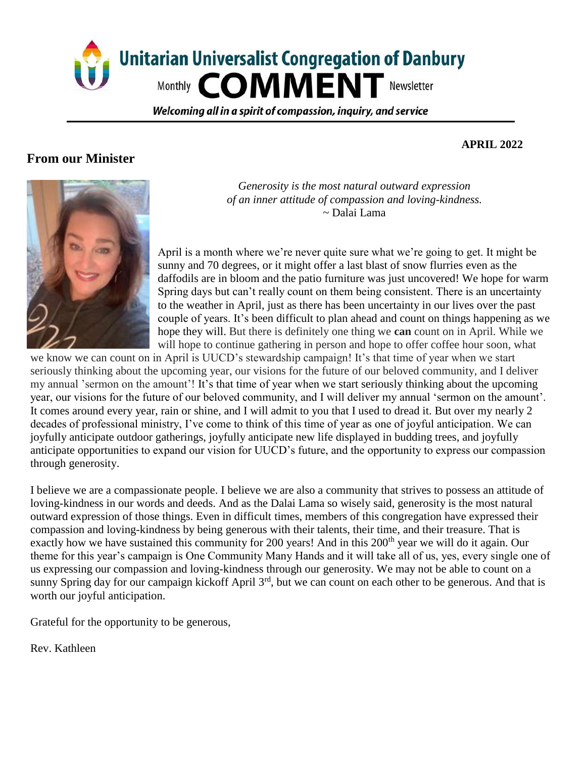# Unitarian Universalist Congregation of Danbury

Monthly **COMMENT** Newsletter

*Welcoming all in a spirit of compassion, inquiry, and service*

**APRIL 2022**

## From our Minister

*Generosity is the most natural outward expression*
*of an inner attitude of compassion and loving-kindness.*
~ Dalai Lama

April is a month where we're never quite sure what we're going to get. It might be sunny and 70 degrees, or it might offer a last blast of snow flurries even as the daffodils are in bloom and the patio furniture was just uncovered! We hope for warm Spring days but can't really count on them being consistent. There is an uncertainty to the weather in April, just as there has been uncertainty in our lives over the past couple of years. It's been difficult to plan ahead and count on things happening as we hope they will. But there is definitely one thing we **can** count on in April. While we will hope to continue gathering in person and hope to offer coffee hour soon, what we know we can count on in April is UUCD's stewardship campaign! It's that time of year when we start seriously thinking about the upcoming year, our visions for the future of our beloved community, and I deliver my annual 'sermon on the amount'! It's that time of year when we start seriously thinking about the upcoming year, our visions for the future of our beloved community, and I will deliver my annual 'sermon on the amount'. It comes around every year, rain or shine, and I will admit to you that I used to dread it. But over my nearly 2 decades of professional ministry, I've come to think of this time of year as one of joyful anticipation. We can joyfully anticipate outdoor gatherings, joyfully anticipate new life displayed in budding trees, and joyfully anticipate opportunities to expand our vision for UUCD's future, and the opportunity to express our compassion through generosity.

I believe we are a compassionate people. I believe we are also a community that strives to possess an attitude of loving-kindness in our words and deeds. And as the Dalai Lama so wisely said, generosity is the most natural outward expression of those things. Even in difficult times, members of this congregation have expressed their compassion and loving-kindness by being generous with their talents, their time, and their treasure. That is exactly how we have sustained this community for 200 years! And in this 200th year we will do it again. Our theme for this year's campaign is One Community Many Hands and it will take all of us, yes, every single one of us expressing our compassion and loving-kindness through our generosity. We may not be able to count on a sunny Spring day for our campaign kickoff April 3rd, but we can count on each other to be generous. And that is worth our joyful anticipation.

Grateful for the opportunity to be generous,

Rev. Kathleen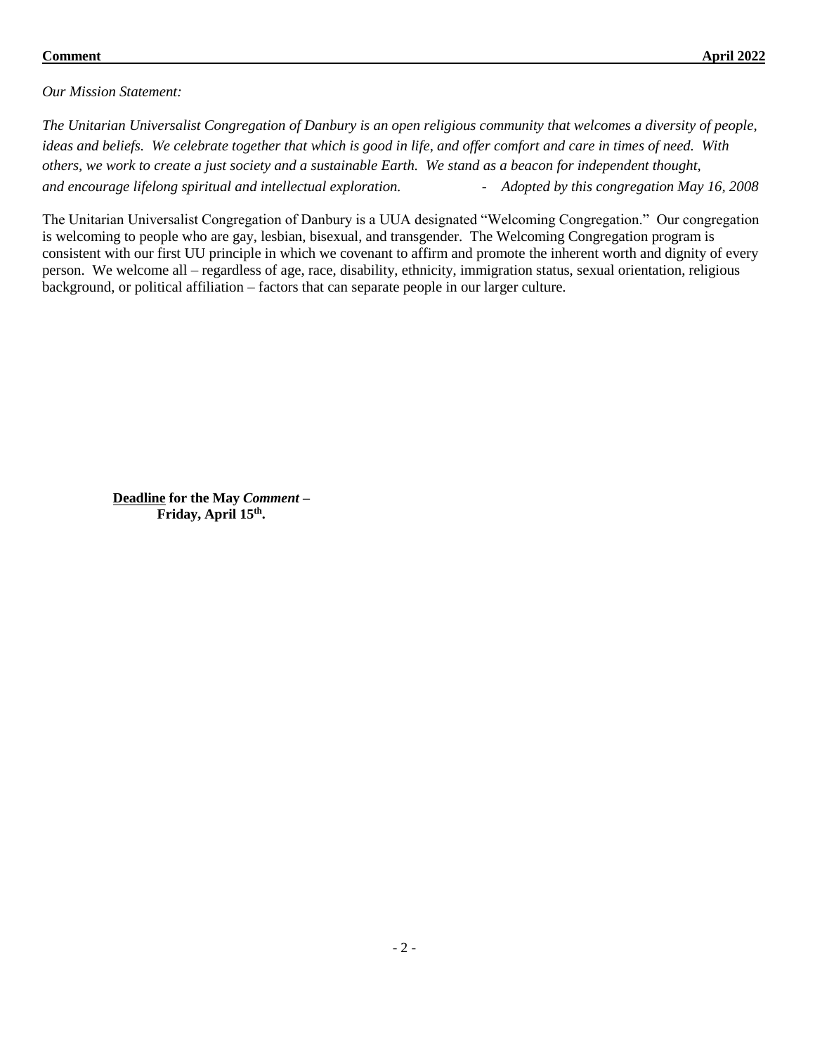*Our Mission Statement:*

*The Unitarian Universalist Congregation of Danbury is an open religious community that welcomes a diversity of people, ideas and beliefs. We celebrate together that which is good in life, and offer comfort and care in times of need. With others, we work to create a just society and a sustainable Earth. We stand as a beacon for independent thought, and encourage lifelong spiritual and intellectual exploration.* - *Adopted by this congregation May 16, 2008*

The Unitarian Universalist Congregation of Danbury is a UUA designated "Welcoming Congregation." Our congregation is welcoming to people who are gay, lesbian, bisexual, and transgender. The Welcoming Congregation program is consistent with our first UU principle in which we covenant to affirm and promote the inherent worth and dignity of every person. We welcome all – regardless of age, race, disability, ethnicity, immigration status, sexual orientation, religious background, or political affiliation – factors that can separate people in our larger culture.

**Deadline for the May *Comment* – Friday, April 15th.**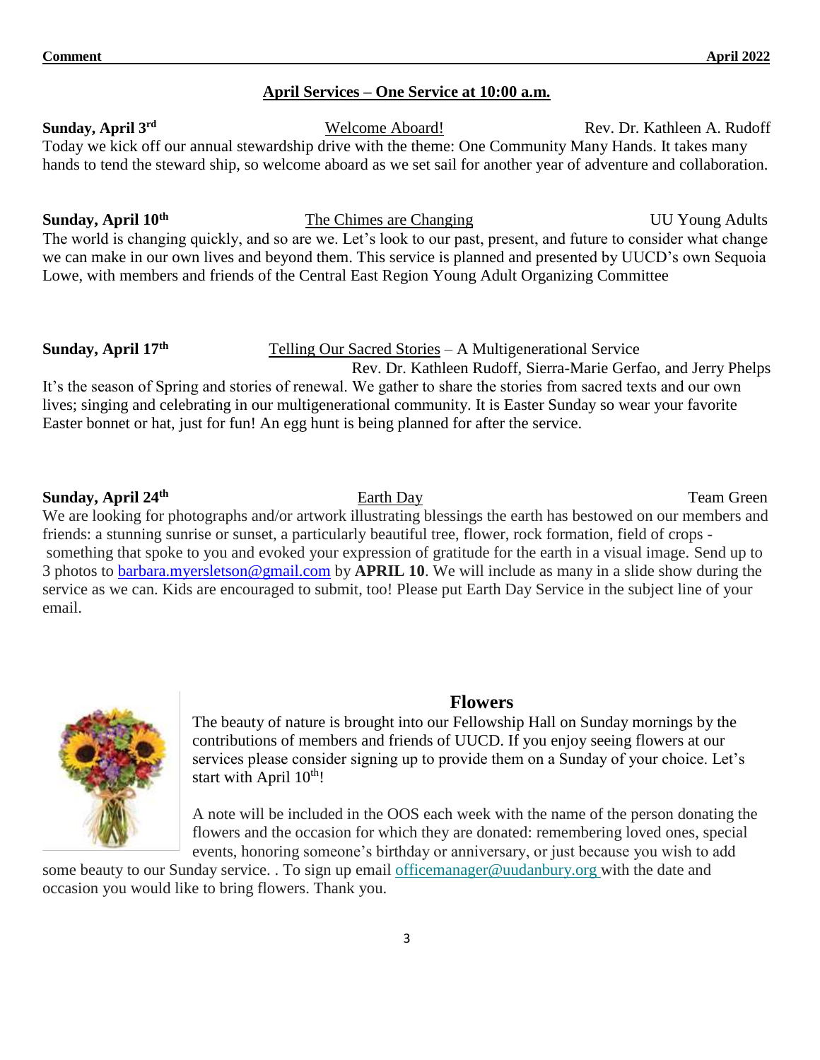## April Services – One Service at 10:00 a.m.

**Sunday, April 3rd** — Welcome Aboard! — Rev. Dr. Kathleen A. Rudoff

Today we kick off our annual stewardship drive with the theme: One Community Many Hands. It takes many hands to tend the steward ship, so welcome aboard as we set sail for another year of adventure and collaboration.

**Sunday, April 10th** — The Chimes are Changing — UU Young Adults

The world is changing quickly, and so are we. Let's look to our past, present, and future to consider what change we can make in our own lives and beyond them. This service is planned and presented by UUCD's own Sequoia Lowe, with members and friends of the Central East Region Young Adult Organizing Committee

**Sunday, April 17th** — Telling Our Sacred Stories – A Multigenerational Service — Rev. Dr. Kathleen Rudoff, Sierra-Marie Gerfao, and Jerry Phelps

It's the season of Spring and stories of renewal. We gather to share the stories from sacred texts and our own lives; singing and celebrating in our multigenerational community. It is Easter Sunday so wear your favorite Easter bonnet or hat, just for fun! An egg hunt is being planned for after the service.

**Sunday, April 24th** — Earth Day — Team Green

We are looking for photographs and/or artwork illustrating blessings the earth has bestowed on our members and friends: a stunning sunrise or sunset, a particularly beautiful tree, flower, rock formation, field of crops - something that spoke to you and evoked your expression of gratitude for the earth in a visual image. Send up to 3 photos to barbara.myersletson@gmail.com by **APRIL 10**. We will include as many in a slide show during the service as we can. Kids are encouraged to submit, too! Please put Earth Day Service in the subject line of your email.

## Flowers

The beauty of nature is brought into our Fellowship Hall on Sunday mornings by the contributions of members and friends of UUCD. If you enjoy seeing flowers at our services please consider signing up to provide them on a Sunday of your choice. Let's start with April 10th!

A note will be included in the OOS each week with the name of the person donating the flowers and the occasion for which they are donated: remembering loved ones, special events, honoring someone's birthday or anniversary, or just because you wish to add some beauty to our Sunday service. . To sign up email officemanager@uudanbury.org with the date and occasion you would like to bring flowers. Thank you.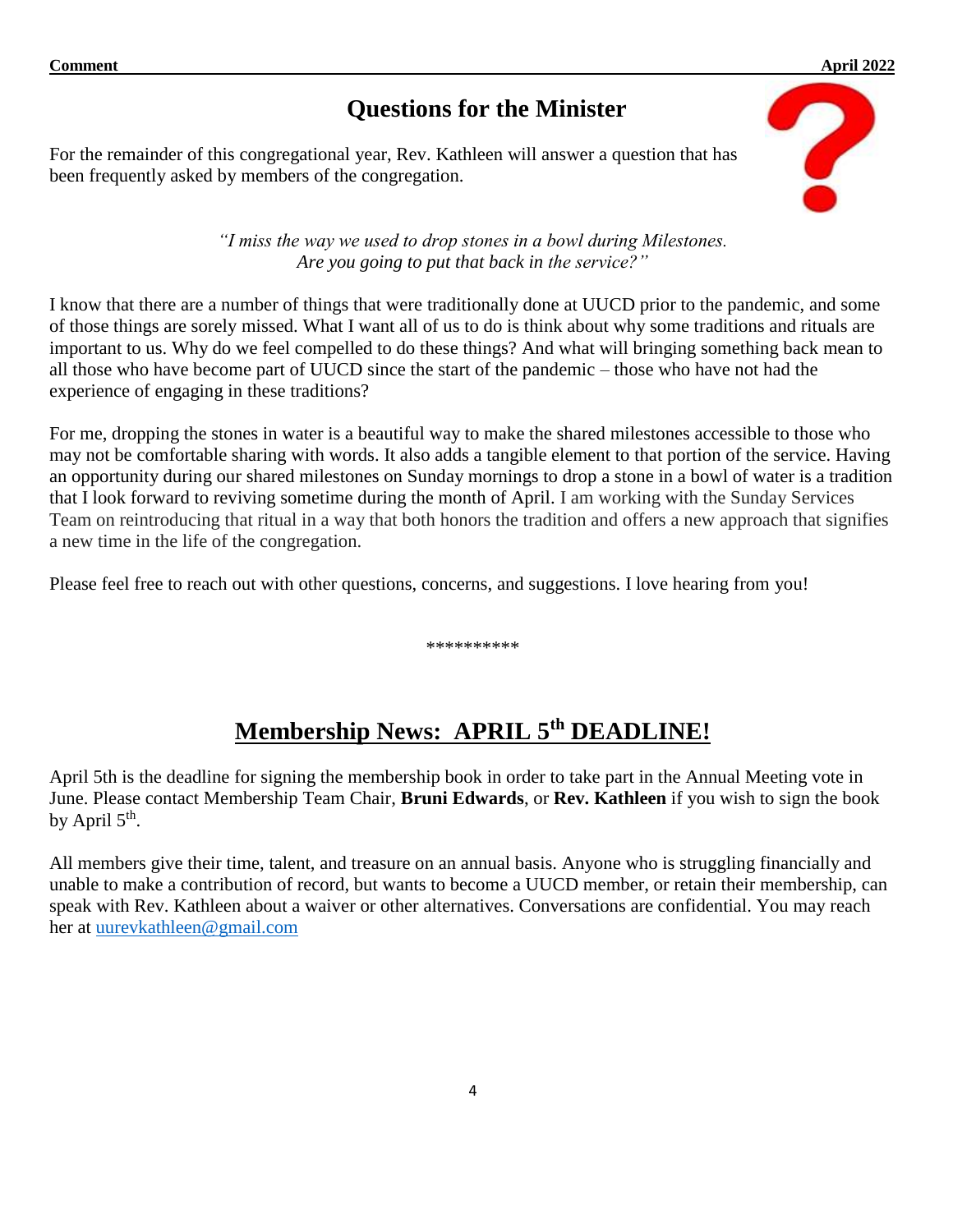## Questions for the Minister

For the remainder of this congregational year, Rev. Kathleen will answer a question that has been frequently asked by members of the congregation.

*"I miss the way we used to drop stones in a bowl during Milestones. Are you going to put that back in the service?"*

I know that there are a number of things that were traditionally done at UUCD prior to the pandemic, and some of those things are sorely missed. What I want all of us to do is think about why some traditions and rituals are important to us. Why do we feel compelled to do these things? And what will bringing something back mean to all those who have become part of UUCD since the start of the pandemic – those who have not had the experience of engaging in these traditions?

For me, dropping the stones in water is a beautiful way to make the shared milestones accessible to those who may not be comfortable sharing with words. It also adds a tangible element to that portion of the service. Having an opportunity during our shared milestones on Sunday mornings to drop a stone in a bowl of water is a tradition that I look forward to reviving sometime during the month of April. I am working with the Sunday Services Team on reintroducing that ritual in a way that both honors the tradition and offers a new approach that signifies a new time in the life of the congregation.

Please feel free to reach out with other questions, concerns, and suggestions. I love hearing from you!

**********

## Membership News: APRIL 5th DEADLINE!

April 5th is the deadline for signing the membership book in order to take part in the Annual Meeting vote in June. Please contact Membership Team Chair, **Bruni Edwards**, or **Rev. Kathleen** if you wish to sign the book by April 5th.

All members give their time, talent, and treasure on an annual basis. Anyone who is struggling financially and unable to make a contribution of record, but wants to become a UUCD member, or retain their membership, can speak with Rev. Kathleen about a waiver or other alternatives. Conversations are confidential. You may reach her at uurevkathleen@gmail.com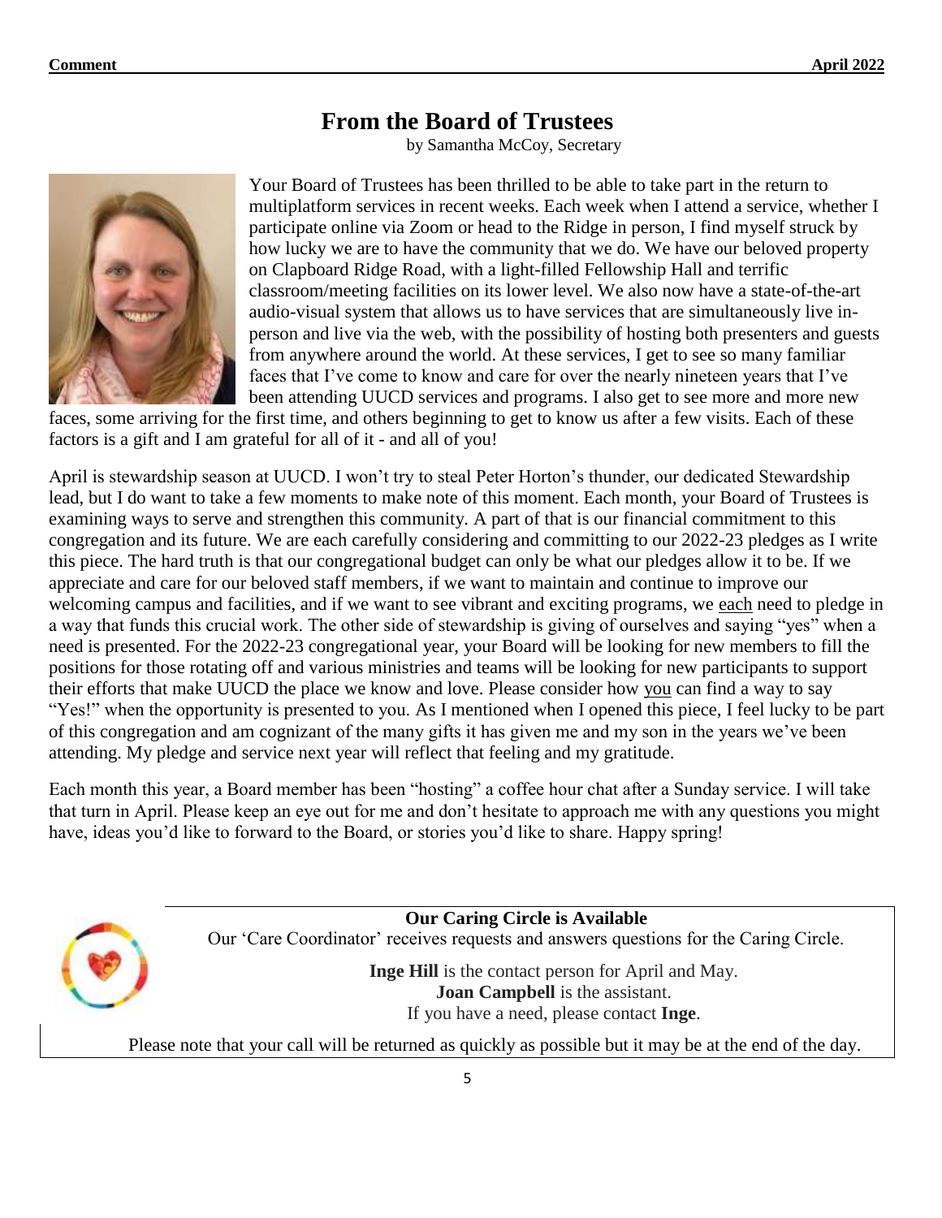# From the Board of Trustees

by Samantha McCoy, Secretary

Your Board of Trustees has been thrilled to be able to take part in the return to multiplatform services in recent weeks. Each week when I attend a service, whether I participate online via Zoom or head to the Ridge in person, I find myself struck by how lucky we are to have the community that we do. We have our beloved property on Clapboard Ridge Road, with a light-filled Fellowship Hall and terrific classroom/meeting facilities on its lower level. We also now have a state-of-the-art audio-visual system that allows us to have services that are simultaneously live in-person and live via the web, with the possibility of hosting both presenters and guests from anywhere around the world. At these services, I get to see so many familiar faces that I've come to know and care for over the nearly nineteen years that I've been attending UUCD services and programs. I also get to see more and more new faces, some arriving for the first time, and others beginning to get to know us after a few visits. Each of these factors is a gift and I am grateful for all of it - and all of you!

April is stewardship season at UUCD. I won't try to steal Peter Horton's thunder, our dedicated Stewardship lead, but I do want to take a few moments to make note of this moment. Each month, your Board of Trustees is examining ways to serve and strengthen this community. A part of that is our financial commitment to this congregation and its future. We are each carefully considering and committing to our 2022-23 pledges as I write this piece. The hard truth is that our congregational budget can only be what our pledges allow it to be. If we appreciate and care for our beloved staff members, if we want to maintain and continue to improve our welcoming campus and facilities, and if we want to see vibrant and exciting programs, we <u>each</u> need to pledge in a way that funds this crucial work. The other side of stewardship is giving of ourselves and saying "yes" when a need is presented. For the 2022-23 congregational year, your Board will be looking for new members to fill the positions for those rotating off and various ministries and teams will be looking for new participants to support their efforts that make UUCD the place we know and love. Please consider how <u>you</u> can find a way to say "Yes!" when the opportunity is presented to you. As I mentioned when I opened this piece, I feel lucky to be part of this congregation and am cognizant of the many gifts it has given me and my son in the years we've been attending. My pledge and service next year will reflect that feeling and my gratitude.

Each month this year, a Board member has been "hosting" a coffee hour chat after a Sunday service. I will take that turn in April. Please keep an eye out for me and don't hesitate to approach me with any questions you might have, ideas you'd like to forward to the Board, or stories you'd like to share. Happy spring!

**Our Caring Circle is Available**

Our 'Care Coordinator' receives requests and answers questions for the Caring Circle.

**Inge Hill** is the contact person for April and May.
**Joan Campbell** is the assistant.
If you have a need, please contact **Inge**.

Please note that your call will be returned as quickly as possible but it may be at the end of the day.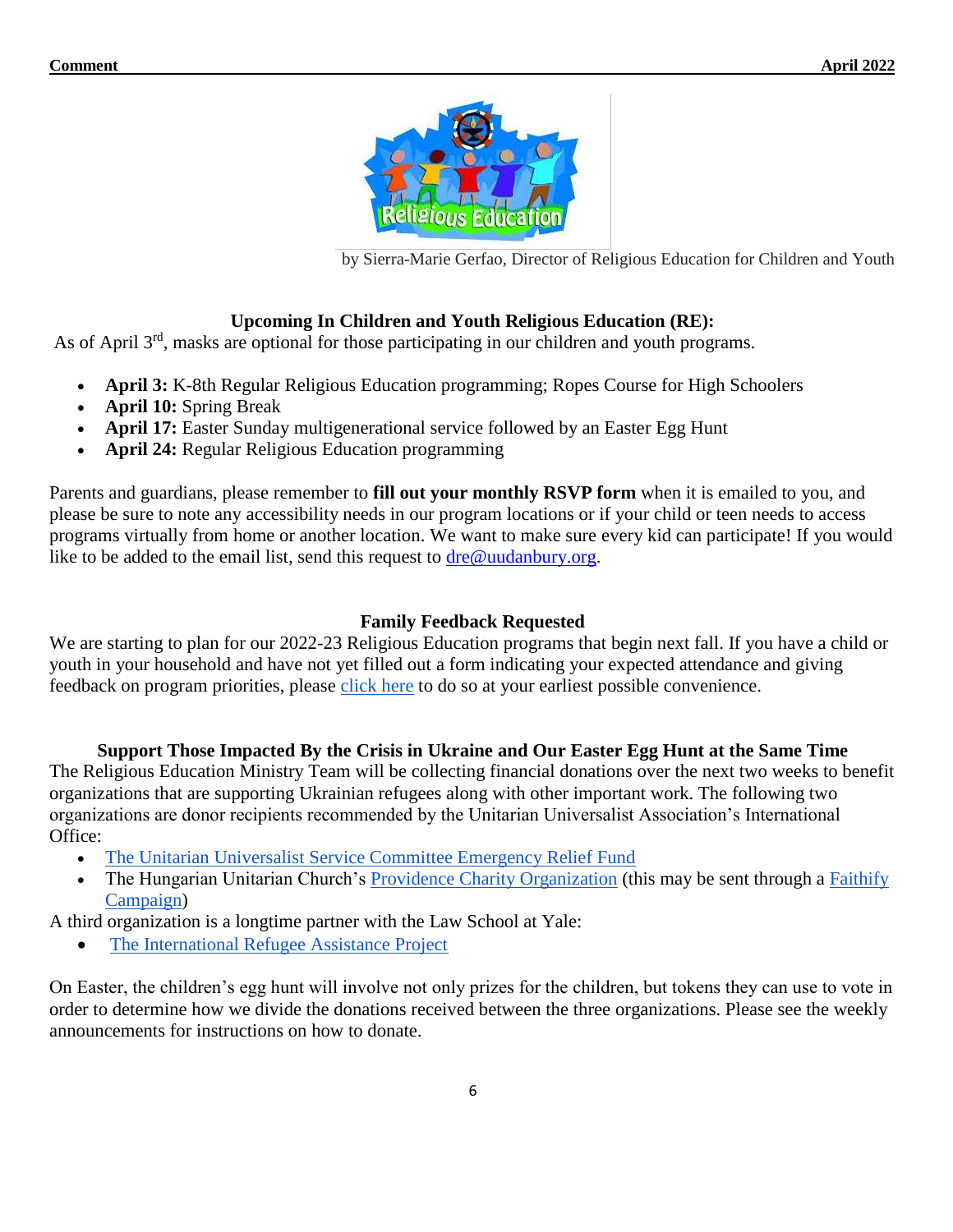by Sierra-Marie Gerfao, Director of Religious Education for Children and Youth

## Upcoming In Children and Youth Religious Education (RE):

As of April 3rd, masks are optional for those participating in our children and youth programs.

- **April 3:** K-8th Regular Religious Education programming; Ropes Course for High Schoolers
- **April 10:** Spring Break
- **April 17:** Easter Sunday multigenerational service followed by an Easter Egg Hunt
- **April 24:** Regular Religious Education programming

Parents and guardians, please remember to **fill out your monthly RSVP form** when it is emailed to you, and please be sure to note any accessibility needs in our program locations or if your child or teen needs to access programs virtually from home or another location. We want to make sure every kid can participate! If you would like to be added to the email list, send this request to dre@uudanbury.org.

## Family Feedback Requested

We are starting to plan for our 2022-23 Religious Education programs that begin next fall. If you have a child or youth in your household and have not yet filled out a form indicating your expected attendance and giving feedback on program priorities, please click here to do so at your earliest possible convenience.

## Support Those Impacted By the Crisis in Ukraine and Our Easter Egg Hunt at the Same Time

The Religious Education Ministry Team will be collecting financial donations over the next two weeks to benefit organizations that are supporting Ukrainian refugees along with other important work. The following two organizations are donor recipients recommended by the Unitarian Universalist Association's International Office:

- The Unitarian Universalist Service Committee Emergency Relief Fund
- The Hungarian Unitarian Church's Providence Charity Organization (this may be sent through a Faithify Campaign)

A third organization is a longtime partner with the Law School at Yale:

- The International Refugee Assistance Project

On Easter, the children's egg hunt will involve not only prizes for the children, but tokens they can use to vote in order to determine how we divide the donations received between the three organizations. Please see the weekly announcements for instructions on how to donate.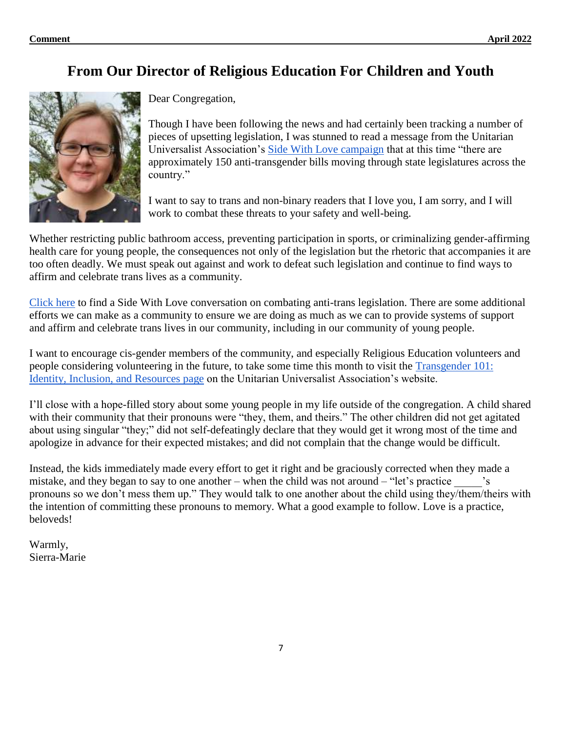# From Our Director of Religious Education For Children and Youth

Dear Congregation,

Though I have been following the news and had certainly been tracking a number of pieces of upsetting legislation, I was stunned to read a message from the Unitarian Universalist Association's Side With Love campaign that at this time "there are approximately 150 anti-transgender bills moving through state legislatures across the country."

I want to say to trans and non-binary readers that I love you, I am sorry, and I will work to combat these threats to your safety and well-being.

Whether restricting public bathroom access, preventing participation in sports, or criminalizing gender-affirming health care for young people, the consequences not only of the legislation but the rhetoric that accompanies it are too often deadly. We must speak out against and work to defeat such legislation and continue to find ways to affirm and celebrate trans lives as a community.

Click here to find a Side With Love conversation on combating anti-trans legislation. There are some additional efforts we can make as a community to ensure we are doing as much as we can to provide systems of support and affirm and celebrate trans lives in our community, including in our community of young people.

I want to encourage cis-gender members of the community, and especially Religious Education volunteers and people considering volunteering in the future, to take some time this month to visit the Transgender 101: Identity, Inclusion, and Resources page on the Unitarian Universalist Association's website.

I'll close with a hope-filled story about some young people in my life outside of the congregation. A child shared with their community that their pronouns were "they, them, and theirs." The other children did not get agitated about using singular "they;" did not self-defeatingly declare that they would get it wrong most of the time and apologize in advance for their expected mistakes; and did not complain that the change would be difficult.

Instead, the kids immediately made every effort to get it right and be graciously corrected when they made a mistake, and they began to say to one another – when the child was not around – "let's practice _____'s pronouns so we don't mess them up." They would talk to one another about the child using they/them/theirs with the intention of committing these pronouns to memory. What a good example to follow. Love is a practice, beloveds!

Warmly,
Sierra-Marie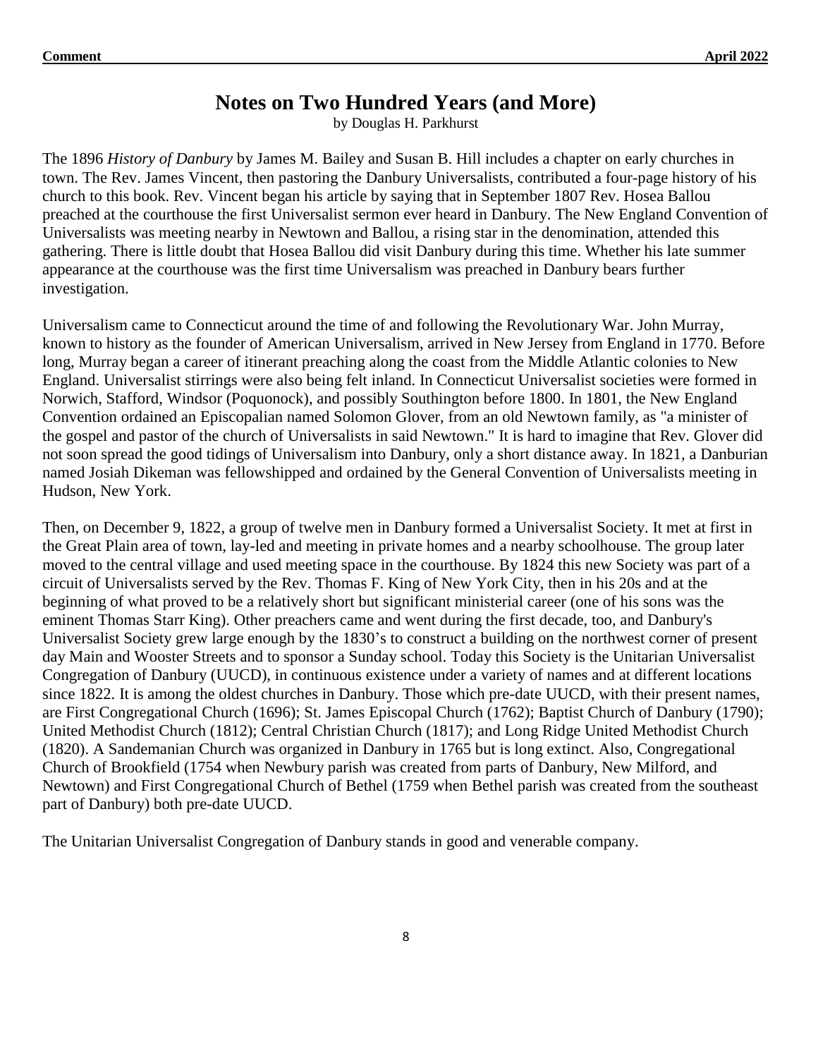# Notes on Two Hundred Years (and More)

by Douglas H. Parkhurst

The 1896 *History of Danbury* by James M. Bailey and Susan B. Hill includes a chapter on early churches in town. The Rev. James Vincent, then pastoring the Danbury Universalists, contributed a four-page history of his church to this book. Rev. Vincent began his article by saying that in September 1807 Rev. Hosea Ballou preached at the courthouse the first Universalist sermon ever heard in Danbury. The New England Convention of Universalists was meeting nearby in Newtown and Ballou, a rising star in the denomination, attended this gathering. There is little doubt that Hosea Ballou did visit Danbury during this time. Whether his late summer appearance at the courthouse was the first time Universalism was preached in Danbury bears further investigation.

Universalism came to Connecticut around the time of and following the Revolutionary War. John Murray, known to history as the founder of American Universalism, arrived in New Jersey from England in 1770. Before long, Murray began a career of itinerant preaching along the coast from the Middle Atlantic colonies to New England. Universalist stirrings were also being felt inland. In Connecticut Universalist societies were formed in Norwich, Stafford, Windsor (Poquonock), and possibly Southington before 1800. In 1801, the New England Convention ordained an Episcopalian named Solomon Glover, from an old Newtown family, as "a minister of the gospel and pastor of the church of Universalists in said Newtown." It is hard to imagine that Rev. Glover did not soon spread the good tidings of Universalism into Danbury, only a short distance away. In 1821, a Danburian named Josiah Dikeman was fellowshipped and ordained by the General Convention of Universalists meeting in Hudson, New York.

Then, on December 9, 1822, a group of twelve men in Danbury formed a Universalist Society. It met at first in the Great Plain area of town, lay-led and meeting in private homes and a nearby schoolhouse. The group later moved to the central village and used meeting space in the courthouse. By 1824 this new Society was part of a circuit of Universalists served by the Rev. Thomas F. King of New York City, then in his 20s and at the beginning of what proved to be a relatively short but significant ministerial career (one of his sons was the eminent Thomas Starr King). Other preachers came and went during the first decade, too, and Danbury's Universalist Society grew large enough by the 1830's to construct a building on the northwest corner of present day Main and Wooster Streets and to sponsor a Sunday school. Today this Society is the Unitarian Universalist Congregation of Danbury (UUCD), in continuous existence under a variety of names and at different locations since 1822. It is among the oldest churches in Danbury. Those which pre-date UUCD, with their present names, are First Congregational Church (1696); St. James Episcopal Church (1762); Baptist Church of Danbury (1790); United Methodist Church (1812); Central Christian Church (1817); and Long Ridge United Methodist Church (1820). A Sandemanian Church was organized in Danbury in 1765 but is long extinct. Also, Congregational Church of Brookfield (1754 when Newbury parish was created from parts of Danbury, New Milford, and Newtown) and First Congregational Church of Bethel (1759 when Bethel parish was created from the southeast part of Danbury) both pre-date UUCD.

The Unitarian Universalist Congregation of Danbury stands in good and venerable company.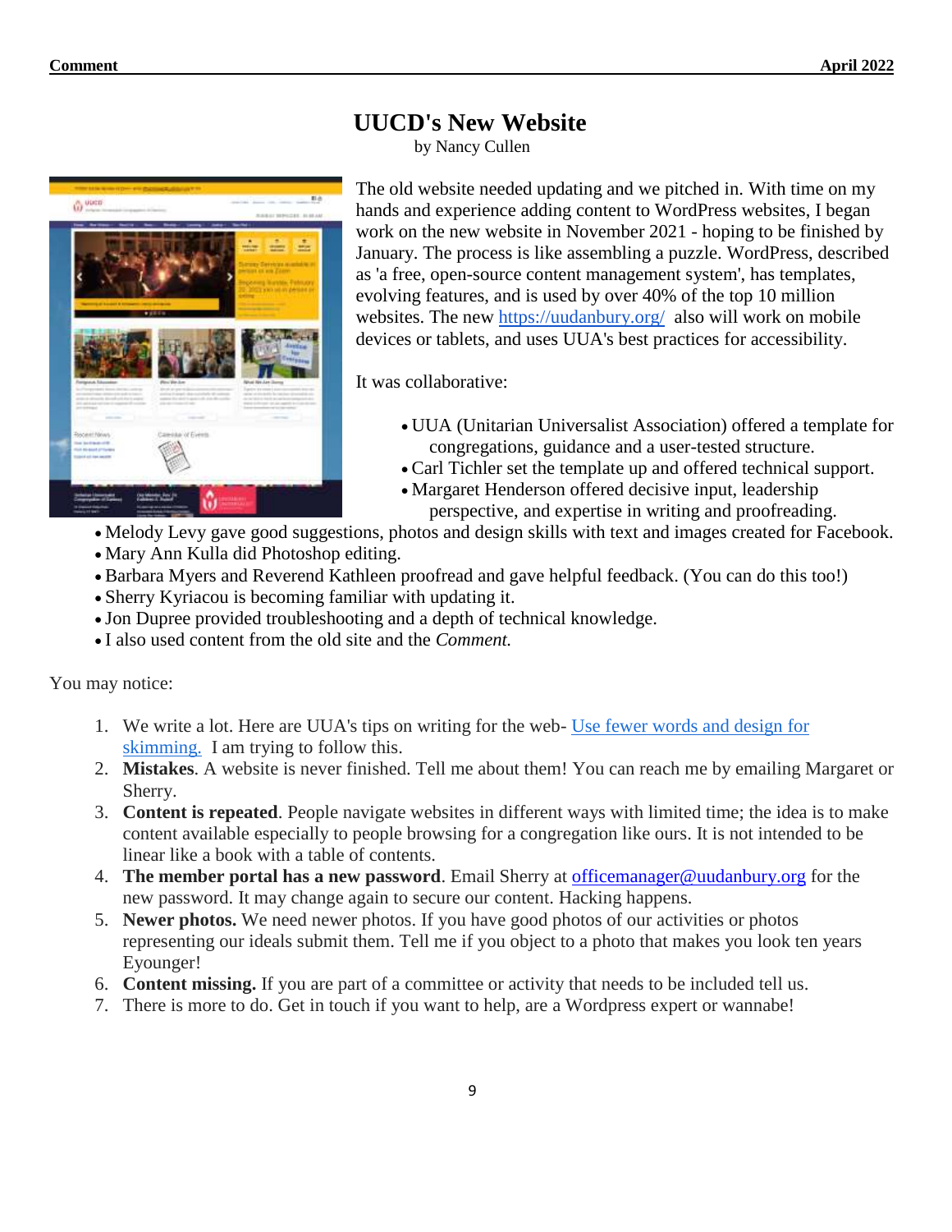# UUCD's New Website

by Nancy Cullen

The old website needed updating and we pitched in. With time on my hands and experience adding content to WordPress websites, I began work on the new website in November 2021 - hoping to be finished by January. The process is like assembling a puzzle. WordPress, described as 'a free, open-source content management system', has templates, evolving features, and is used by over 40% of the top 10 million websites. The new [https://uudanbury.org/](https://uudanbury.org/) also will work on mobile devices or tablets, and uses UUA's best practices for accessibility.

It was collaborative:

- UUA (Unitarian Universalist Association) offered a template for congregations, guidance and a user-tested structure.
- Carl Tichler set the template up and offered technical support.
- Margaret Henderson offered decisive input, leadership perspective, and expertise in writing and proofreading.
- Melody Levy gave good suggestions, photos and design skills with text and images created for Facebook.
- Mary Ann Kulla did Photoshop editing.
- Barbara Myers and Reverend Kathleen proofread and gave helpful feedback. (You can do this too!)
- Sherry Kyriacou is becoming familiar with updating it.
- Jon Dupree provided troubleshooting and a depth of technical knowledge.
- I also used content from the old site and the *Comment.*

You may notice:

1. We write a lot. Here are UUA's tips on writing for the web- Use fewer words and design for skimming. I am trying to follow this.
2. **Mistakes**. A website is never finished. Tell me about them! You can reach me by emailing Margaret or Sherry.
3. **Content is repeated**. People navigate websites in different ways with limited time; the idea is to make content available especially to people browsing for a congregation like ours. It is not intended to be linear like a book with a table of contents.
4. **The member portal has a new password**. Email Sherry at officemanager@uudanbury.org for the new password. It may change again to secure our content. Hacking happens.
5. **Newer photos.** We need newer photos. If you have good photos of our activities or photos representing our ideals submit them. Tell me if you object to a photo that makes you look ten years Eyounger!
6. **Content missing.** If you are part of a committee or activity that needs to be included tell us.
7. There is more to do. Get in touch if you want to help, are a Wordpress expert or wannabe!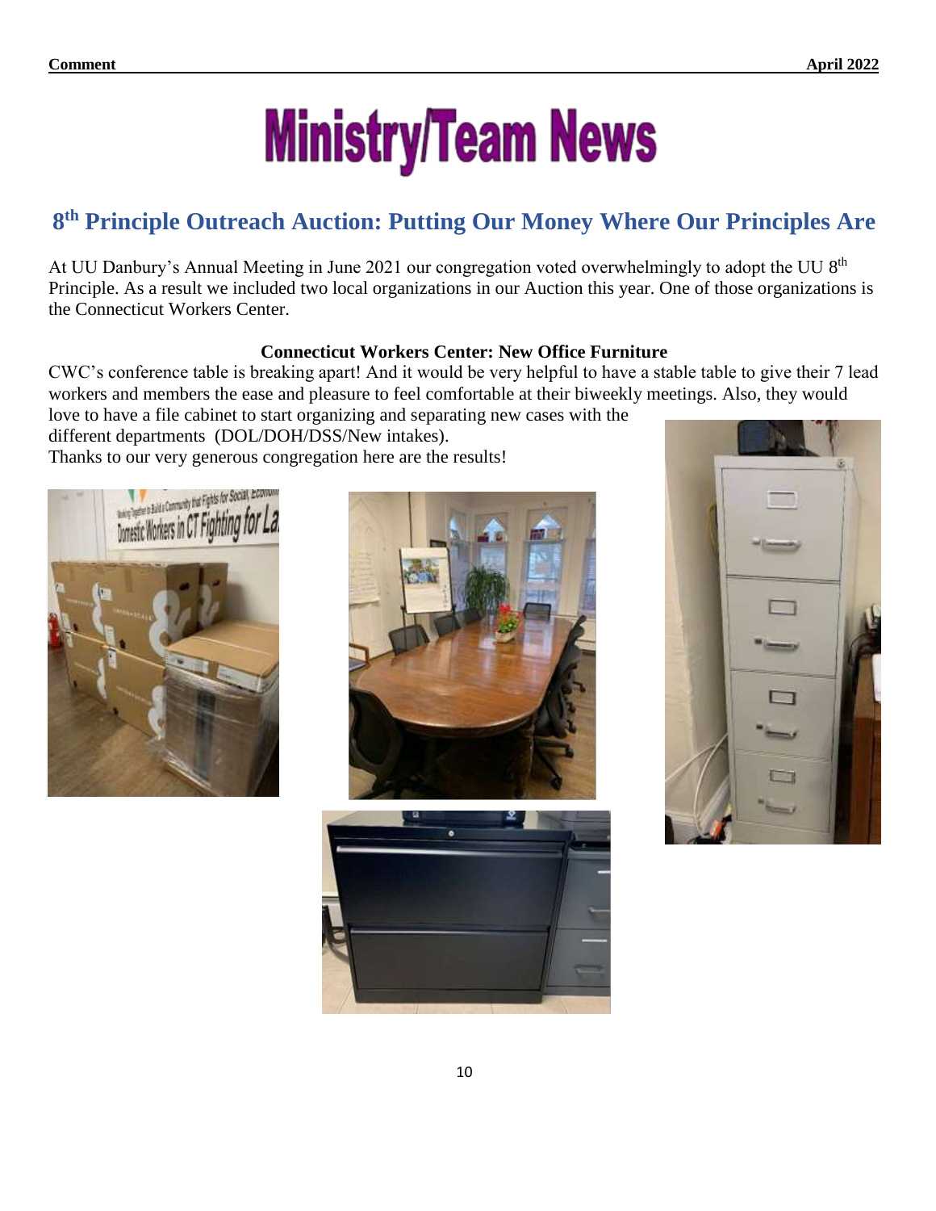# Ministry/Team News

## 8th Principle Outreach Auction: Putting Our Money Where Our Principles Are

At UU Danbury's Annual Meeting in June 2021 our congregation voted overwhelmingly to adopt the UU 8th Principle. As a result we included two local organizations in our Auction this year. One of those organizations is the Connecticut Workers Center.

**Connecticut Workers Center: New Office Furniture**

CWC's conference table is breaking apart! And it would be very helpful to have a stable table to give their 7 lead workers and members the ease and pleasure to feel comfortable at their biweekly meetings. Also, they would love to have a file cabinet to start organizing and separating new cases with the different departments (DOL/DOH/DSS/New intakes).

Thanks to our very generous congregation here are the results!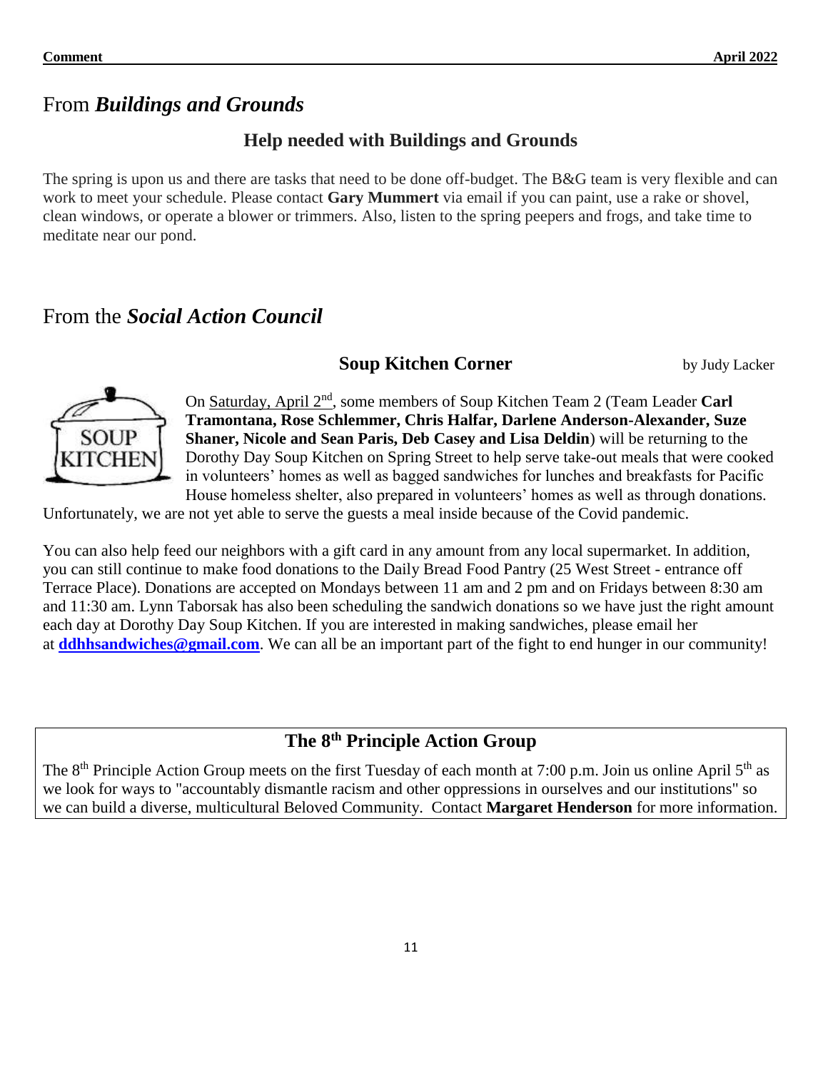## From *Buildings and Grounds*

### Help needed with Buildings and Grounds

The spring is upon us and there are tasks that need to be done off-budget. The B&G team is very flexible and can work to meet your schedule. Please contact **Gary Mummert** via email if you can paint, use a rake or shovel, clean windows, or operate a blower or trimmers. Also, listen to the spring peepers and frogs, and take time to meditate near our pond.

## From the *Social Action Council*

### Soup Kitchen Corner

by Judy Lacker

On Saturday, April 2nd, some members of Soup Kitchen Team 2 (Team Leader **Carl Tramontana, Rose Schlemmer, Chris Halfar, Darlene Anderson-Alexander, Suze Shaner, Nicole and Sean Paris, Deb Casey and Lisa Deldin**) will be returning to the Dorothy Day Soup Kitchen on Spring Street to help serve take-out meals that were cooked in volunteers' homes as well as bagged sandwiches for lunches and breakfasts for Pacific House homeless shelter, also prepared in volunteers' homes as well as through donations. Unfortunately, we are not yet able to serve the guests a meal inside because of the Covid pandemic.

You can also help feed our neighbors with a gift card in any amount from any local supermarket. In addition, you can still continue to make food donations to the Daily Bread Food Pantry (25 West Street - entrance off Terrace Place). Donations are accepted on Mondays between 11 am and 2 pm and on Fridays between 8:30 am and 11:30 am. Lynn Taborsak has also been scheduling the sandwich donations so we have just the right amount each day at Dorothy Day Soup Kitchen. If you are interested in making sandwiches, please email her at **ddhhsandwiches@gmail.com**. We can all be an important part of the fight to end hunger in our community!

### The 8th Principle Action Group

The 8th Principle Action Group meets on the first Tuesday of each month at 7:00 p.m. Join us online April 5th as we look for ways to "accountably dismantle racism and other oppressions in ourselves and our institutions" so we can build a diverse, multicultural Beloved Community. Contact **Margaret Henderson** for more information.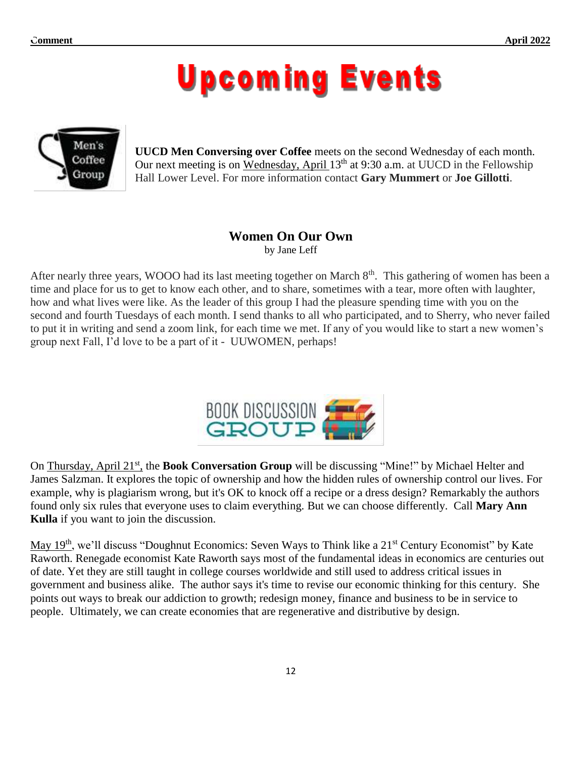# Upcoming Events

**UUCD Men Conversing over Coffee** meets on the second Wednesday of each month. Our next meeting is on Wednesday, April 13th at 9:30 a.m. at UUCD in the Fellowship Hall Lower Level. For more information contact **Gary Mummert** or **Joe Gillotti**.

## Women On Our Own

by Jane Leff

After nearly three years, WOOO had its last meeting together on March 8th. This gathering of women has been a time and place for us to get to know each other, and to share, sometimes with a tear, more often with laughter, how and what lives were like. As the leader of this group I had the pleasure spending time with you on the second and fourth Tuesdays of each month. I send thanks to all who participated, and to Sherry, who never failed to put it in writing and send a zoom link, for each time we met. If any of you would like to start a new women's group next Fall, I'd love to be a part of it - UUWOMEN, perhaps!

On Thursday, April 21st, the **Book Conversation Group** will be discussing "Mine!" by Michael Helter and James Salzman. It explores the topic of ownership and how the hidden rules of ownership control our lives. For example, why is plagiarism wrong, but it's OK to knock off a recipe or a dress design? Remarkably the authors found only six rules that everyone uses to claim everything. But we can choose differently. Call **Mary Ann Kulla** if you want to join the discussion.

May 19th, we'll discuss "Doughnut Economics: Seven Ways to Think like a 21st Century Economist" by Kate Raworth. Renegade economist Kate Raworth says most of the fundamental ideas in economics are centuries out of date. Yet they are still taught in college courses worldwide and still used to address critical issues in government and business alike. The author says it's time to revise our economic thinking for this century. She points out ways to break our addiction to growth; redesign money, finance and business to be in service to people. Ultimately, we can create economies that are regenerative and distributive by design.